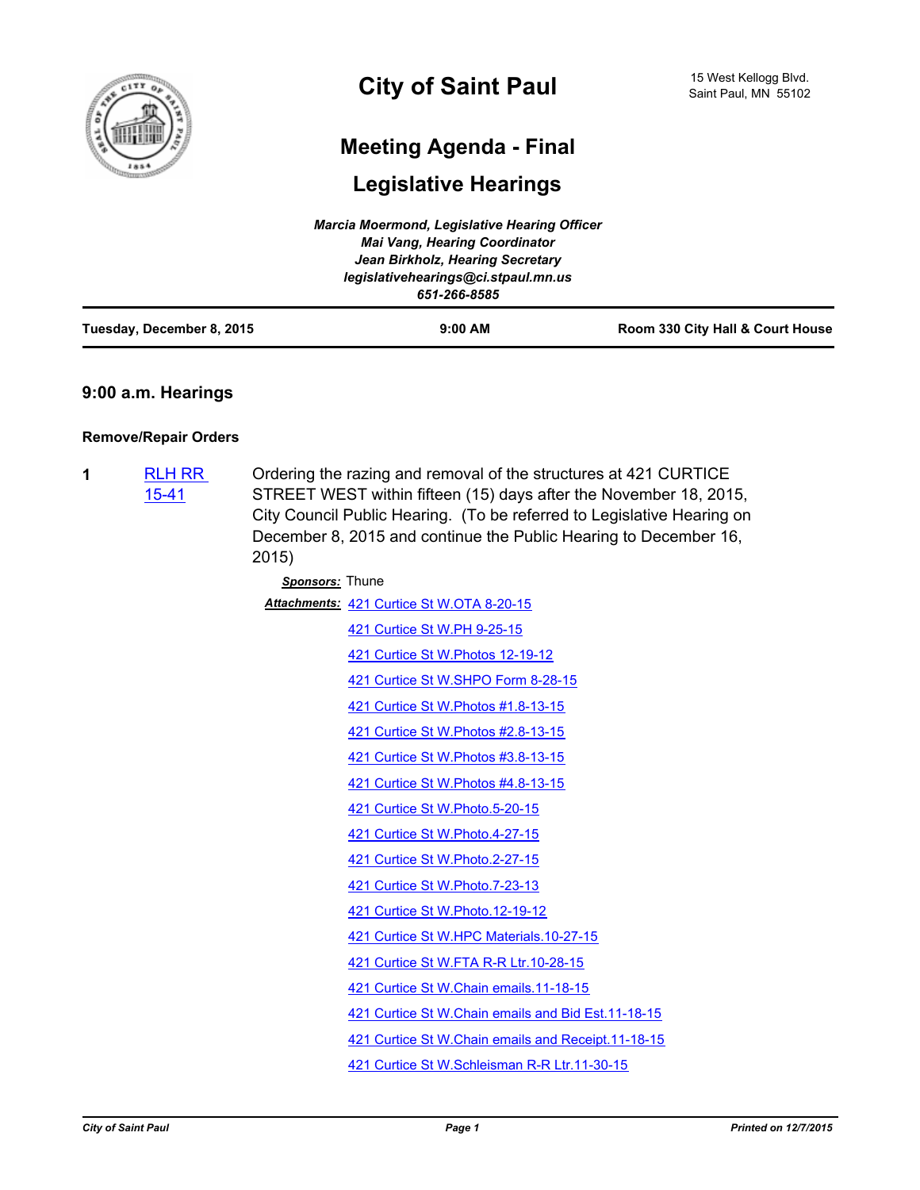# City of Saint Paul

15 West Kellogg Blvd.
Saint Paul, MN 55102

## Meeting Agenda - Final

## Legislative Hearings

***Marcia Moermond, Legislative Hearing Officer***
***Mai Vang, Hearing Coordinator***
***Jean Birkholz, Hearing Secretary***
***legislativehearings@ci.stpaul.mn.us***
***651-266-8585***

| Tuesday, December 8, 2015 | 9:00 AM | Room 330 City Hall & Court House |
|---|---|---|

### 9:00 a.m. Hearings

#### Remove/Repair Orders

**1** RLH RR 15-41

Ordering the razing and removal of the structures at 421 CURTICE STREET WEST within fifteen (15) days after the November 18, 2015, City Council Public Hearing. (To be referred to Legislative Hearing on December 8, 2015 and continue the Public Hearing to December 16, 2015)

***Sponsors:*** Thune

***Attachments:***
421 Curtice St W.OTA 8-20-15
421 Curtice St W.PH 9-25-15
421 Curtice St W.Photos 12-19-12
421 Curtice St W.SHPO Form 8-28-15
421 Curtice St W.Photos #1.8-13-15
421 Curtice St W.Photos #2.8-13-15
421 Curtice St W.Photos #3.8-13-15
421 Curtice St W.Photos #4.8-13-15
421 Curtice St W.Photo.5-20-15
421 Curtice St W.Photo.4-27-15
421 Curtice St W.Photo.2-27-15
421 Curtice St W.Photo.7-23-13
421 Curtice St W.Photo.12-19-12
421 Curtice St W.HPC Materials.10-27-15
421 Curtice St W.FTA R-R Ltr.10-28-15
421 Curtice St W.Chain emails.11-18-15
421 Curtice St W.Chain emails and Bid Est.11-18-15
421 Curtice St W.Chain emails and Receipt.11-18-15
421 Curtice St W.Schleisman R-R Ltr.11-30-15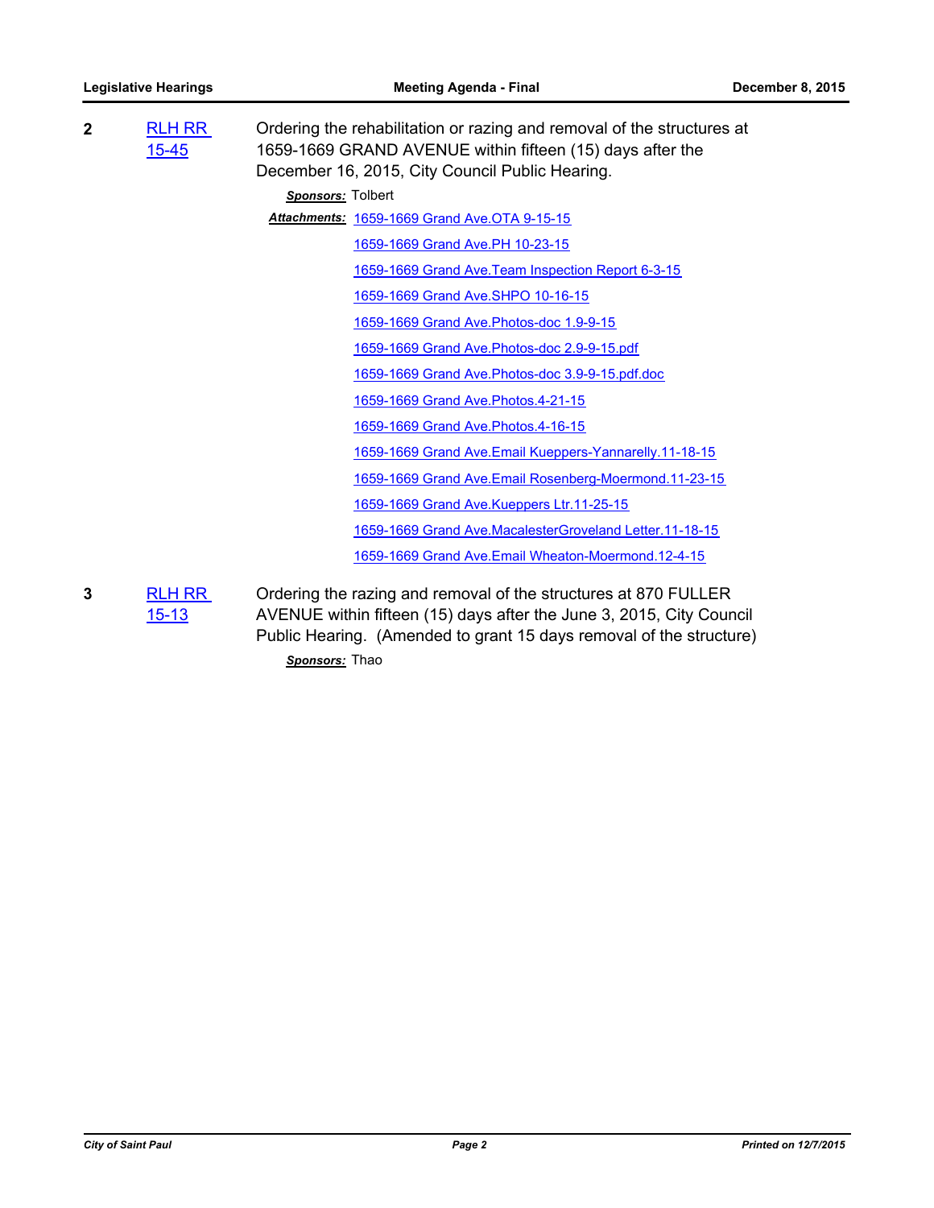**2** [RLH RR 15-45]

Ordering the rehabilitation or razing and removal of the structures at 1659-1669 GRAND AVENUE within fifteen (15) days after the December 16, 2015, City Council Public Hearing.

***Sponsors:*** Tolbert

***Attachments:***
- 1659-1669 Grand Ave.OTA 9-15-15
- 1659-1669 Grand Ave.PH 10-23-15
- 1659-1669 Grand Ave.Team Inspection Report 6-3-15
- 1659-1669 Grand Ave.SHPO 10-16-15
- 1659-1669 Grand Ave.Photos-doc 1.9-9-15
- 1659-1669 Grand Ave.Photos-doc 2.9-9-15.pdf
- 1659-1669 Grand Ave.Photos-doc 3.9-9-15.pdf.doc
- 1659-1669 Grand Ave.Photos.4-21-15
- 1659-1669 Grand Ave.Photos.4-16-15
- 1659-1669 Grand Ave.Email Kueppers-Yannarelly.11-18-15
- 1659-1669 Grand Ave.Email Rosenberg-Moermond.11-23-15
- 1659-1669 Grand Ave.Kueppers Ltr.11-25-15
- 1659-1669 Grand Ave.MacalesterGroveland Letter.11-18-15
- 1659-1669 Grand Ave.Email Wheaton-Moermond.12-4-15

**3** [RLH RR 15-13]

Ordering the razing and removal of the structures at 870 FULLER AVENUE within fifteen (15) days after the June 3, 2015, City Council Public Hearing. (Amended to grant 15 days removal of the structure)

***Sponsors:*** Thao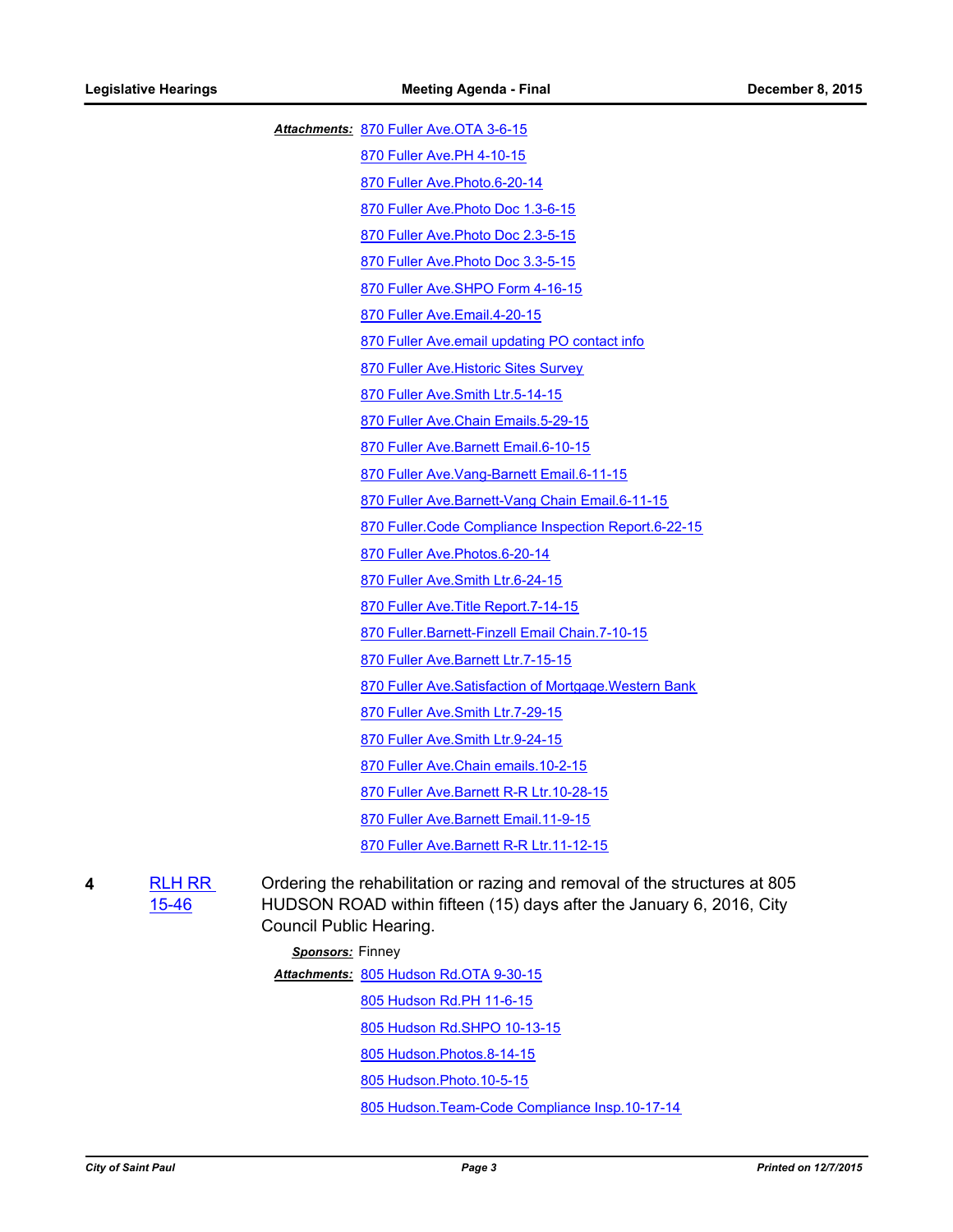***Attachments:*** 870 Fuller Ave.OTA 3-6-15
870 Fuller Ave.PH 4-10-15
870 Fuller Ave.Photo.6-20-14
870 Fuller Ave.Photo Doc 1.3-6-15
870 Fuller Ave.Photo Doc 2.3-5-15
870 Fuller Ave.Photo Doc 3.3-5-15
870 Fuller Ave.SHPO Form 4-16-15
870 Fuller Ave.Email.4-20-15
870 Fuller Ave.email updating PO contact info
870 Fuller Ave.Historic Sites Survey
870 Fuller Ave.Smith Ltr.5-14-15
870 Fuller Ave.Chain Emails.5-29-15
870 Fuller Ave.Barnett Email.6-10-15
870 Fuller Ave.Vang-Barnett Email.6-11-15
870 Fuller Ave.Barnett-Vang Chain Email.6-11-15
870 Fuller.Code Compliance Inspection Report.6-22-15
870 Fuller Ave.Photos.6-20-14
870 Fuller Ave.Smith Ltr.6-24-15
870 Fuller Ave.Title Report.7-14-15
870 Fuller.Barnett-Finzell Email Chain.7-10-15
870 Fuller Ave.Barnett Ltr.7-15-15
870 Fuller Ave.Satisfaction of Mortgage.Western Bank
870 Fuller Ave.Smith Ltr.7-29-15
870 Fuller Ave.Smith Ltr.9-24-15
870 Fuller Ave.Chain emails.10-2-15
870 Fuller Ave.Barnett R-R Ltr.10-28-15
870 Fuller Ave.Barnett Email.11-9-15
870 Fuller Ave.Barnett R-R Ltr.11-12-15

**4** RLH RR 15-46

Ordering the rehabilitation or razing and removal of the structures at 805 HUDSON ROAD within fifteen (15) days after the January 6, 2016, City Council Public Hearing.

***Sponsors:*** Finney

***Attachments:*** 805 Hudson Rd.OTA 9-30-15
805 Hudson Rd.PH 11-6-15
805 Hudson Rd.SHPO 10-13-15
805 Hudson.Photos.8-14-15
805 Hudson.Photo.10-5-15
805 Hudson.Team-Code Compliance Insp.10-17-14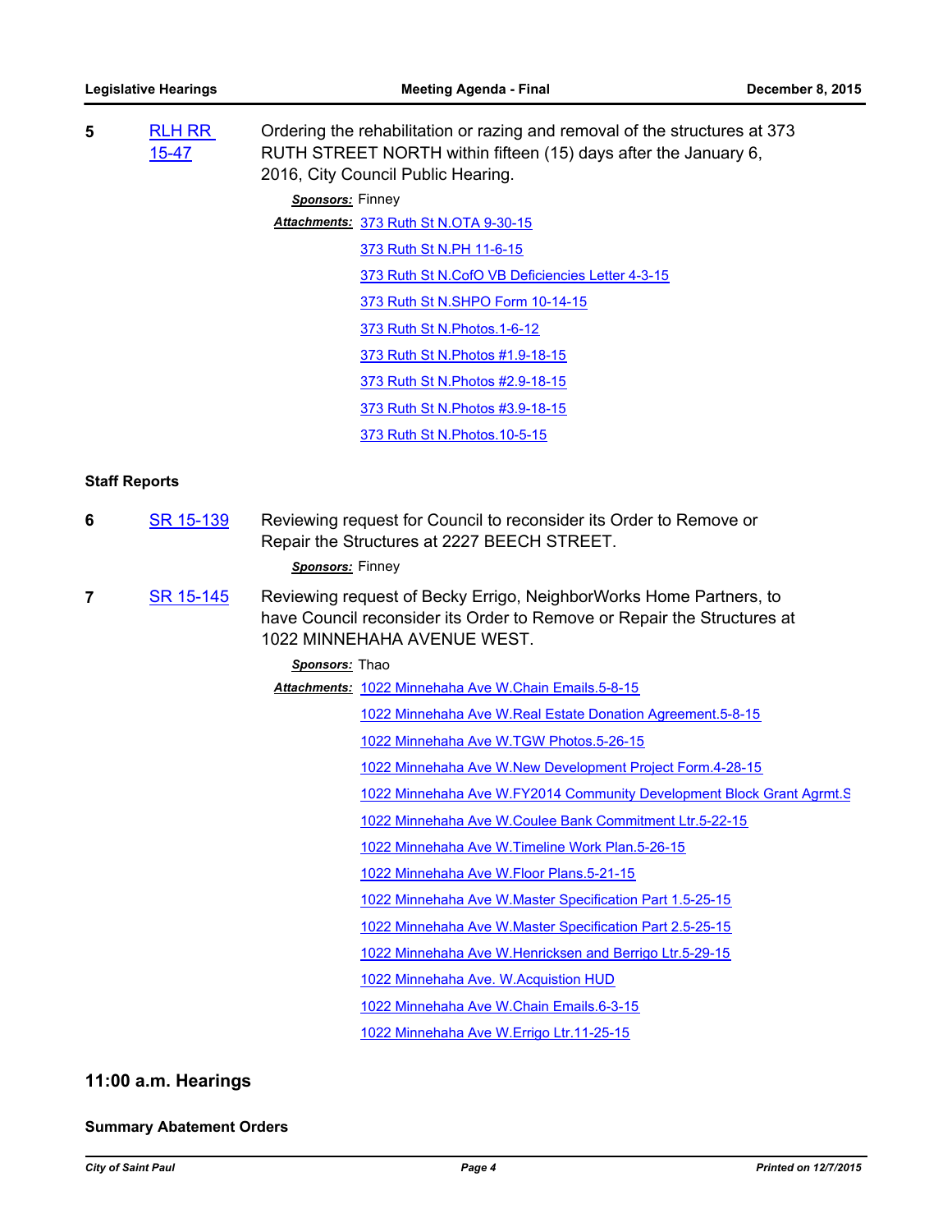**5** RLH RR 15-47

Ordering the rehabilitation or razing and removal of the structures at 373 RUTH STREET NORTH within fifteen (15) days after the January 6, 2016, City Council Public Hearing.

***Sponsors:*** Finney

***Attachments:***
- 373 Ruth St N.OTA 9-30-15
- 373 Ruth St N.PH 11-6-15
- 373 Ruth St N.CofO VB Deficiencies Letter 4-3-15
- 373 Ruth St N.SHPO Form 10-14-15
- 373 Ruth St N.Photos.1-6-12
- 373 Ruth St N.Photos #1.9-18-15
- 373 Ruth St N.Photos #2.9-18-15
- 373 Ruth St N.Photos #3.9-18-15
- 373 Ruth St N.Photos.10-5-15

### Staff Reports

**6** SR 15-139

Reviewing request for Council to reconsider its Order to Remove or Repair the Structures at 2227 BEECH STREET.

***Sponsors:*** Finney

**7** SR 15-145

Reviewing request of Becky Errigo, NeighborWorks Home Partners, to have Council reconsider its Order to Remove or Repair the Structures at 1022 MINNEHAHA AVENUE WEST.

***Sponsors:*** Thao

***Attachments:***
- 1022 Minnehaha Ave W.Chain Emails.5-8-15
- 1022 Minnehaha Ave W.Real Estate Donation Agreement.5-8-15
- 1022 Minnehaha Ave W.TGW Photos.5-26-15
- 1022 Minnehaha Ave W.New Development Project Form.4-28-15
- 1022 Minnehaha Ave W.FY2014 Community Development Block Grant Agrmt.S
- 1022 Minnehaha Ave W.Coulee Bank Commitment Ltr.5-22-15
- 1022 Minnehaha Ave W.Timeline Work Plan.5-26-15
- 1022 Minnehaha Ave W.Floor Plans.5-21-15
- 1022 Minnehaha Ave W.Master Specification Part 1.5-25-15
- 1022 Minnehaha Ave W.Master Specification Part 2.5-25-15
- 1022 Minnehaha Ave W.Henricksen and Berrigo Ltr.5-29-15
- 1022 Minnehaha Ave. W.Acquistion HUD
- 1022 Minnehaha Ave W.Chain Emails.6-3-15
- 1022 Minnehaha Ave W.Errigo Ltr.11-25-15

## 11:00 a.m. Hearings

### Summary Abatement Orders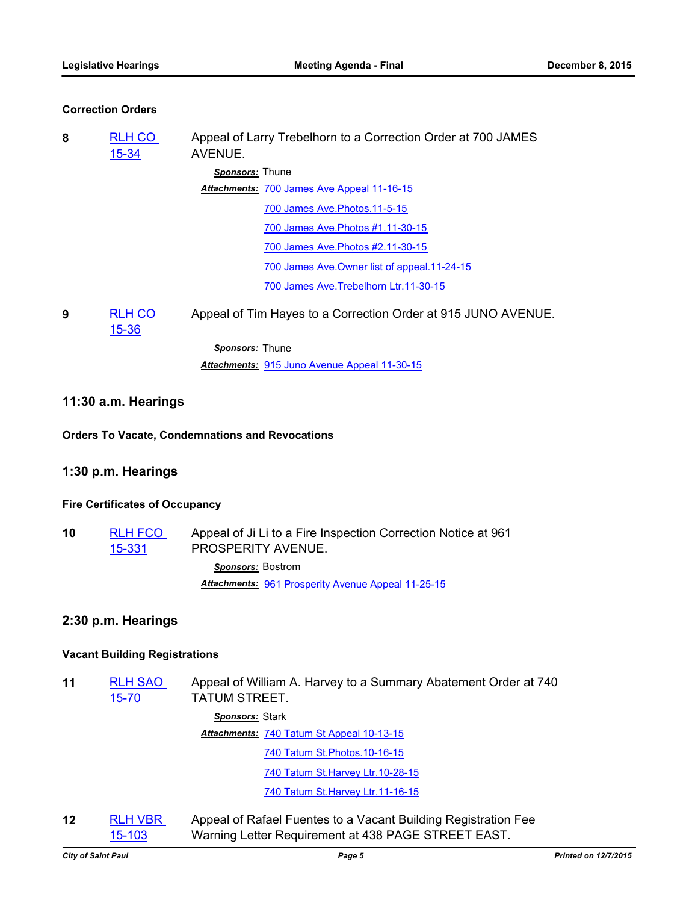### Correction Orders

**8** RLH CO 15-34 — Appeal of Larry Trebelhorn to a Correction Order at 700 JAMES AVENUE.

***Sponsors:*** Thune

***Attachments:*** 700 James Ave Appeal 11-16-15
700 James Ave.Photos.11-5-15
700 James Ave.Photos #1.11-30-15
700 James Ave.Photos #2.11-30-15
700 James Ave.Owner list of appeal.11-24-15
700 James Ave.Trebelhorn Ltr.11-30-15

**9** RLH CO 15-36 — Appeal of Tim Hayes to a Correction Order at 915 JUNO AVENUE.

***Sponsors:*** Thune

***Attachments:*** 915 Juno Avenue Appeal 11-30-15

## 11:30 a.m. Hearings

### Orders To Vacate, Condemnations and Revocations

## 1:30 p.m. Hearings

### Fire Certificates of Occupancy

**10** RLH FCO 15-331 — Appeal of Ji Li to a Fire Inspection Correction Notice at 961 PROSPERITY AVENUE.

***Sponsors:*** Bostrom

***Attachments:*** 961 Prosperity Avenue Appeal 11-25-15

## 2:30 p.m. Hearings

### Vacant Building Registrations

**11** RLH SAO 15-70 — Appeal of William A. Harvey to a Summary Abatement Order at 740 TATUM STREET.

***Sponsors:*** Stark

***Attachments:*** 740 Tatum St Appeal 10-13-15
740 Tatum St.Photos.10-16-15
740 Tatum St.Harvey Ltr.10-28-15
740 Tatum St.Harvey Ltr.11-16-15

**12** RLH VBR 15-103 — Appeal of Rafael Fuentes to a Vacant Building Registration Fee Warning Letter Requirement at 438 PAGE STREET EAST.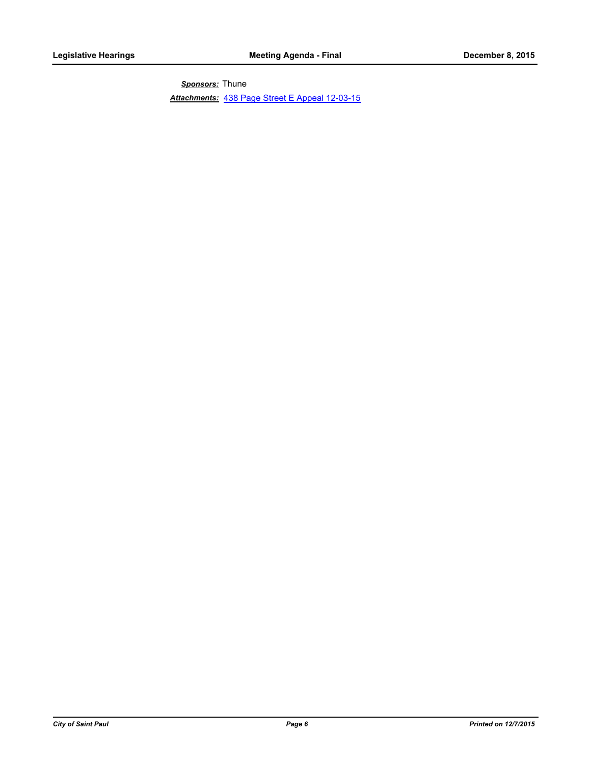***Sponsors:*** Thune

***Attachments:*** [438 Page Street E Appeal 12-03-15]